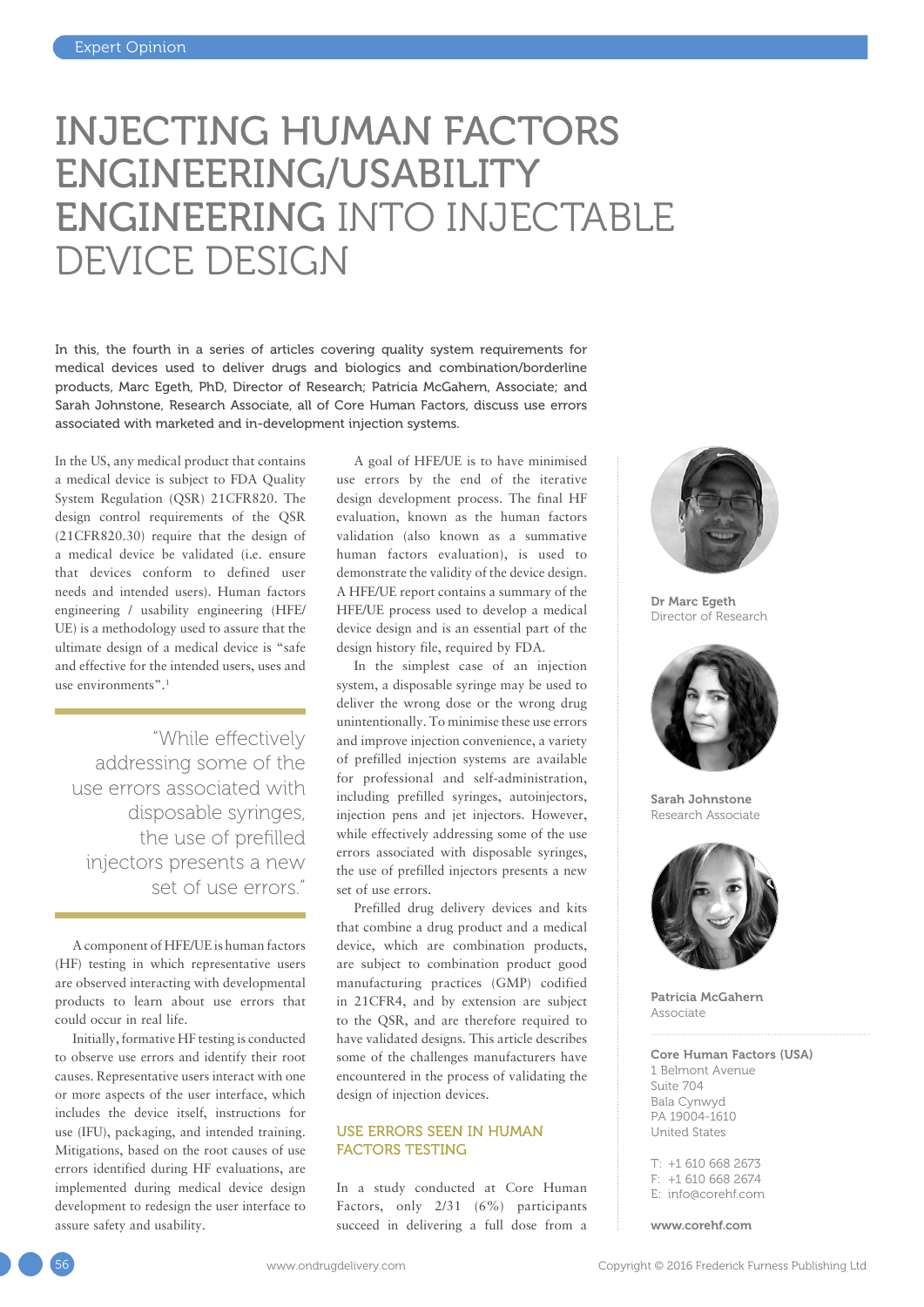# INJECTING HUMAN FACTORS ENGINEERING/USABILITY ENGINEERING INTO INJECTABLE DEVICE DESIGN

**In this, the fourth in a series of articles covering quality system requirements for medical devices used to deliver drugs and biologics and combination/borderline products, Marc Egeth, PhD, Director of Research; Patricia McGahern, Associate; and Sarah Johnstone, Research Associate, all of Core Human Factors, discuss use errors associated with marketed and in-development injection systems.**

In the US, any medical product that contains a medical device is subject to FDA Quality System Regulation (QSR) 21CFR820. The design control requirements of the QSR (21CFR820.30) require that the design of a medical device be validated (i.e. ensure that devices conform to defined user needs and intended users). Human factors engineering / usability engineering (HFE/UE) is a methodology used to assure that the ultimate design of a medical device is "safe and effective for the intended users, uses and use environments".[1]

> "While effectively addressing some of the use errors associated with disposable syringes, the use of prefilled injectors presents a new set of use errors."

A component of HFE/UE is human factors (HF) testing in which representative users are observed interacting with developmental products to learn about use errors that could occur in real life.

Initially, formative HF testing is conducted to observe use errors and identify their root causes. Representative users interact with one or more aspects of the user interface, which includes the device itself, instructions for use (IFU), packaging, and intended training. Mitigations, based on the root causes of use errors identified during HF evaluations, are implemented during medical device design development to redesign the user interface to assure safety and usability.

A goal of HFE/UE is to have minimised use errors by the end of the iterative design development process. The final HF evaluation, known as the human factors validation (also known as a summative human factors evaluation), is used to demonstrate the validity of the device design. A HFE/UE report contains a summary of the HFE/UE process used to develop a medical device design and is an essential part of the design history file, required by FDA.

In the simplest case of an injection system, a disposable syringe may be used to deliver the wrong dose or the wrong drug unintentionally. To minimise these use errors and improve injection convenience, a variety of prefilled injection systems are available for professional and self-administration, including prefilled syringes, autoinjectors, injection pens and jet injectors. However, while effectively addressing some of the use errors associated with disposable syringes, the use of prefilled injectors presents a new set of use errors.

Prefilled drug delivery devices and kits that combine a drug product and a medical device, which are combination products, are subject to combination product good manufacturing practices (GMP) codified in 21CFR4, and by extension are subject to the QSR, and are therefore required to have validated designs. This article describes some of the challenges manufacturers have encountered in the process of validating the design of injection devices.

## USE ERRORS SEEN IN HUMAN FACTORS TESTING

In a study conducted at Core Human Factors, only 2/31 (6%) participants succeed in delivering a full dose from a

**Dr Marc Egeth**
Director of Research

**Sarah Johnstone**
Research Associate

**Patricia McGahern**
Associate

**Core Human Factors (USA)**
1 Belmont Avenue
Suite 704
Bala Cynwyd
PA 19004-1610
United States

T: +1 610 668 2673
F: +1 610 668 2674
E: info@corehf.com

**www.corehf.com**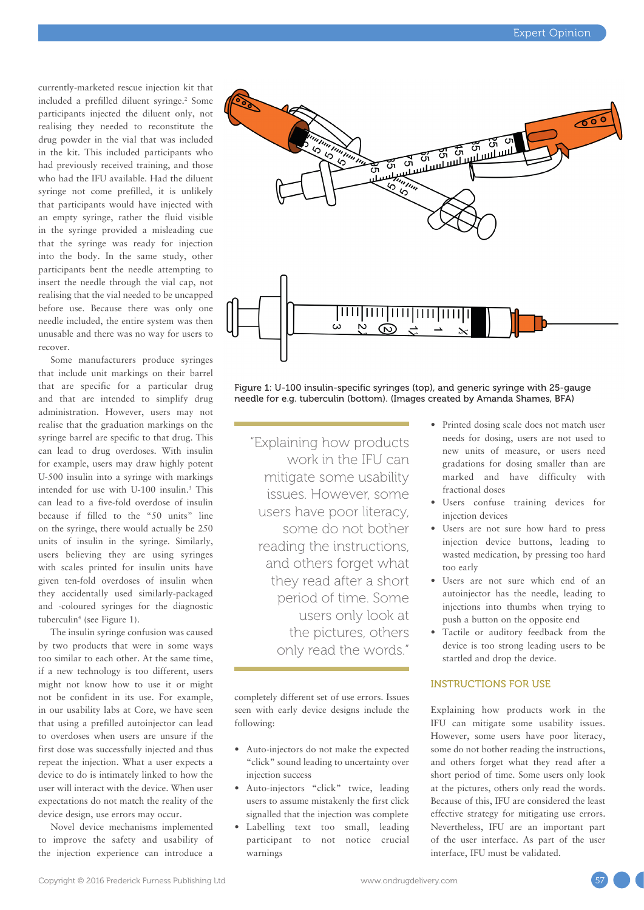currently-marketed rescue injection kit that included a prefilled diluent syringe.[2] Some participants injected the diluent only, not realising they needed to reconstitute the drug powder in the vial that was included in the kit. This included participants who had previously received training, and those who had the IFU available. Had the diluent syringe not come prefilled, it is unlikely that participants would have injected with an empty syringe, rather the fluid visible in the syringe provided a misleading cue that the syringe was ready for injection into the body. In the same study, other participants bent the needle attempting to insert the needle through the vial cap, not realising that the vial needed to be uncapped before use. Because there was only one needle included, the entire system was then unusable and there was no way for users to recover.

Some manufacturers produce syringes that include unit markings on their barrel that are specific for a particular drug and that are intended to simplify drug administration. However, users may not realise that the graduation markings on the syringe barrel are specific to that drug. This can lead to drug overdoses. With insulin for example, users may draw highly potent U-500 insulin into a syringe with markings intended for use with U-100 insulin.[3] This can lead to a five-fold overdose of insulin because if filled to the "50 units" line on the syringe, there would actually be 250 units of insulin in the syringe. Similarly, users believing they are using syringes with scales printed for insulin units have given ten-fold overdoses of insulin when they accidentally used similarly-packaged and -coloured syringes for the diagnostic tuberculin[4] (see Figure 1).

The insulin syringe confusion was caused by two products that were in some ways too similar to each other. At the same time, if a new technology is too different, users might not know how to use it or might not be confident in its use. For example, in our usability labs at Core, we have seen that using a prefilled autoinjector can lead to overdoses when users are unsure if the first dose was successfully injected and thus repeat the injection. What a user expects a device to do is intimately linked to how the user will interact with the device. When user expectations do not match the reality of the device design, use errors may occur.

Novel device mechanisms implemented to improve the safety and usability of the injection experience can introduce a completely different set of use errors. Issues seen with early device designs include the following:

- Auto-injectors do not make the expected "click" sound leading to uncertainty over injection success
- Auto-injectors "click" twice, leading users to assume mistakenly the first click signalled that the injection was complete
- Labelling text too small, leading participant to not notice crucial warnings
- Printed dosing scale does not match user needs for dosing, users are not used to new units of measure, or users need gradations for dosing smaller than are marked and have difficulty with fractional doses
- Users confuse training devices for injection devices
- Users are not sure how hard to press injection device buttons, leading to wasted medication, by pressing too hard too early
- Users are not sure which end of an autoinjector has the needle, leading to injections into thumbs when trying to push a button on the opposite end
- Tactile or auditory feedback from the device is too strong leading users to be startled and drop the device.

Figure 1: U-100 insulin-specific syringes (top), and generic syringe with 25-gauge needle for e.g. tuberculin (bottom). (Images created by Amanda Shames, BFA)

> "Explaining how products work in the IFU can mitigate some usability issues. However, some users have poor literacy, some do not bother reading the instructions, and others forget what they read after a short period of time. Some users only look at the pictures, others only read the words."

## INSTRUCTIONS FOR USE

Explaining how products work in the IFU can mitigate some usability issues. However, some users have poor literacy, some do not bother reading the instructions, and others forget what they read after a short period of time. Some users only look at the pictures, others only read the words. Because of this, IFU are considered the least effective strategy for mitigating use errors. Nevertheless, IFU are an important part of the user interface. As part of the user interface, IFU must be validated.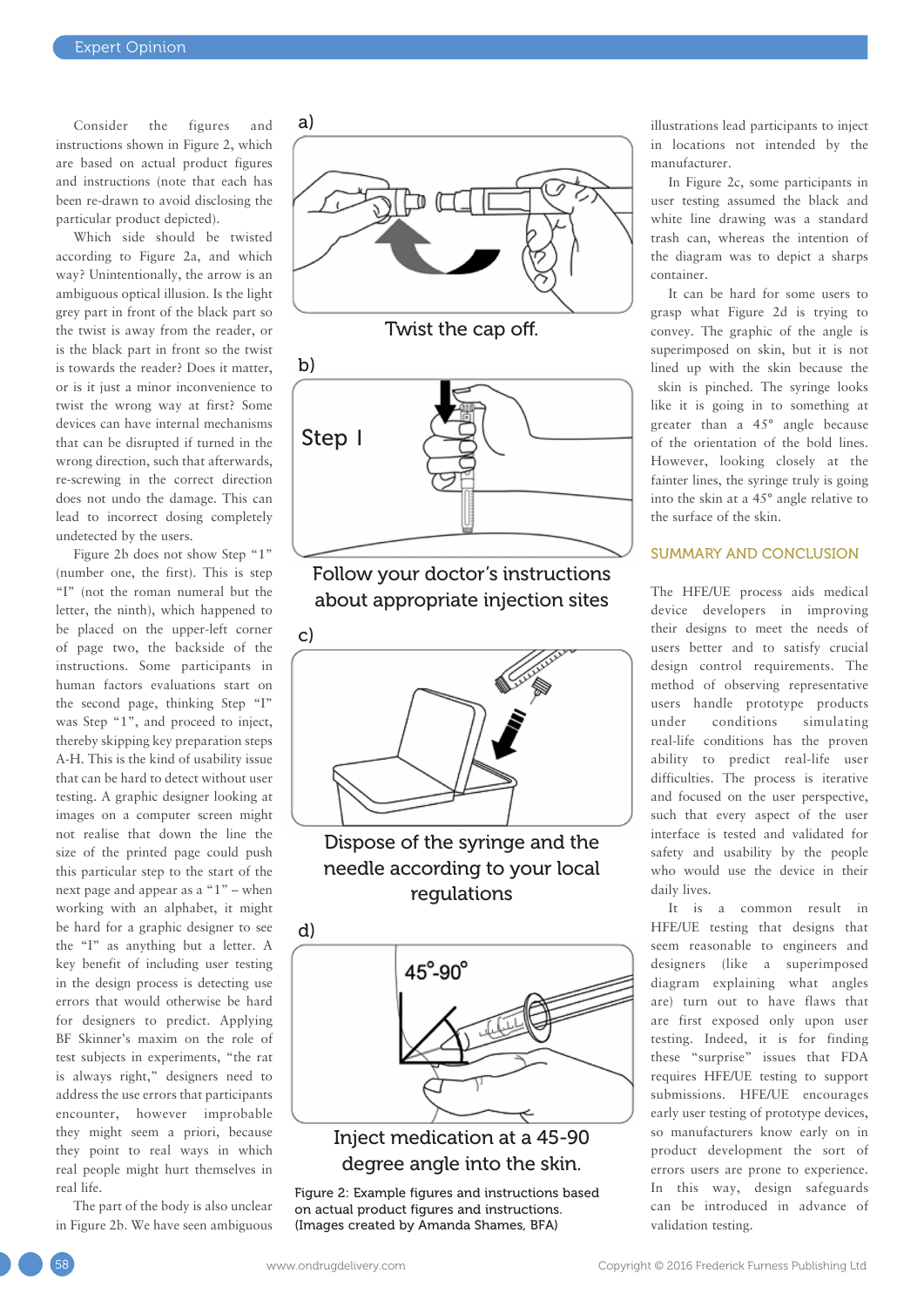Consider the figures and instructions shown in Figure 2, which are based on actual product figures and instructions (note that each has been re-drawn to avoid disclosing the particular product depicted).

Which side should be twisted according to Figure 2a, and which way? Unintentionally, the arrow is an ambiguous optical illusion. Is the light grey part in front of the black part so the twist is away from the reader, or is the black part in front so the twist is towards the reader? Does it matter, or is it just a minor inconvenience to twist the wrong way at first? Some devices can have internal mechanisms that can be disrupted if turned in the wrong direction, such that afterwards, re-screwing in the correct direction does not undo the damage. This can lead to incorrect dosing completely undetected by the users.

Figure 2b does not show Step "1" (number one, the first). This is step "I" (not the roman numeral but the letter, the ninth), which happened to be placed on the upper-left corner of page two, the backside of the instructions. Some participants in human factors evaluations start on the second page, thinking Step "I" was Step "1", and proceed to inject, thereby skipping key preparation steps A-H. This is the kind of usability issue that can be hard to detect without user testing. A graphic designer looking at images on a computer screen might not realise that down the line the size of the printed page could push this particular step to the start of the next page and appear as a "1" – when working with an alphabet, it might be hard for a graphic designer to see the "I" as anything but a letter. A key benefit of including user testing in the design process is detecting use errors that would otherwise be hard for designers to predict. Applying BF Skinner's maxim on the role of test subjects in experiments, "the rat is always right," designers need to address the use errors that participants encounter, however improbable they might seem a priori, because they point to real ways in which real people might hurt themselves in real life.

The part of the body is also unclear in Figure 2b. We have seen ambiguous illustrations lead participants to inject in locations not intended by the manufacturer.

In Figure 2c, some participants in user testing assumed the black and white line drawing was a standard trash can, whereas the intention of the diagram was to depict a sharps container.

It can be hard for some users to grasp what Figure 2d is trying to convey. The graphic of the angle is superimposed on skin, but it is not lined up with the skin because the skin is pinched. The syringe looks like it is going in to something at greater than a 45° angle because of the orientation of the bold lines. However, looking closely at the fainter lines, the syringe truly is going into the skin at a 45° angle relative to the surface of the skin.

a) Twist the cap off.

b) Step I — Follow your doctor's instructions about appropriate injection sites

c) Dispose of the syringe and the needle according to your local regulations

d) 45°-90° — Inject medication at a 45-90 degree angle into the skin.

Figure 2: Example figures and instructions based on actual product figures and instructions. (Images created by Amanda Shames, BFA)

## SUMMARY AND CONCLUSION

The HFE/UE process aids medical device developers in improving their designs to meet the needs of users better and to satisfy crucial design control requirements. The method of observing representative users handle prototype products under conditions simulating real-life conditions has the proven ability to predict real-life user difficulties. The process is iterative and focused on the user perspective, such that every aspect of the user interface is tested and validated for safety and usability by the people who would use the device in their daily lives.

It is a common result in HFE/UE testing that designs that seem reasonable to engineers and designers (like a superimposed diagram explaining what angles are) turn out to have flaws that are first exposed only upon user testing. Indeed, it is for finding these "surprise" issues that FDA requires HFE/UE testing to support submissions. HFE/UE encourages early user testing of prototype devices, so manufacturers know early on in product development the sort of errors users are prone to experience. In this way, design safeguards can be introduced in advance of validation testing.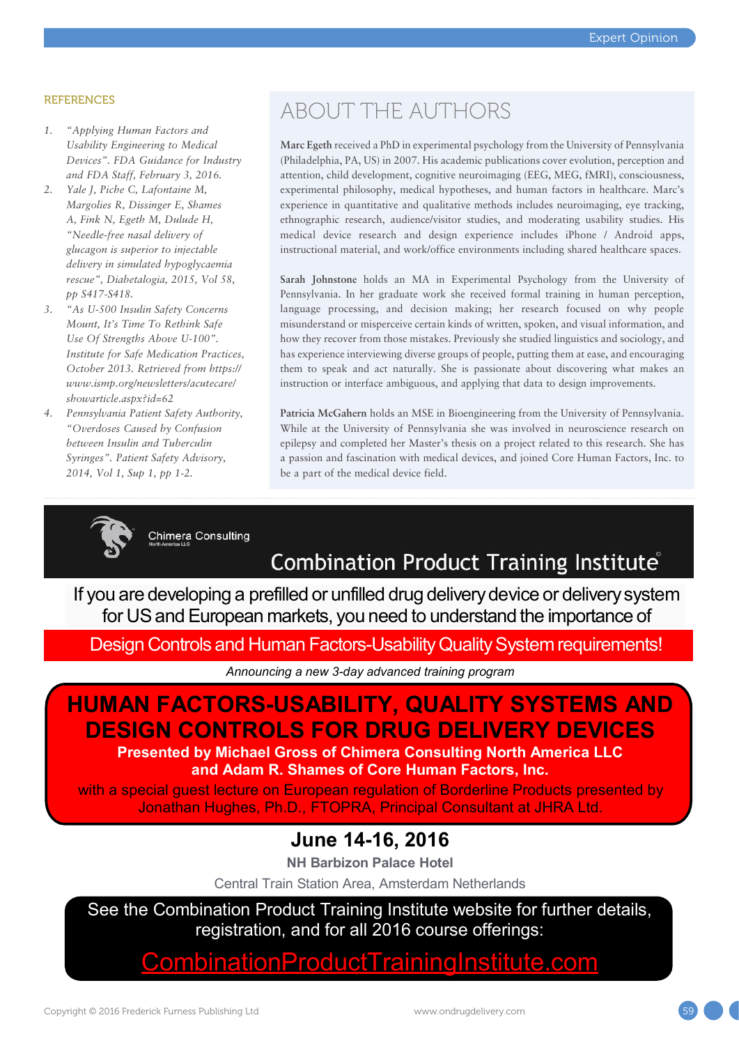## REFERENCES

1. *"Applying Human Factors and Usability Engineering to Medical Devices". FDA Guidance for Industry and FDA Staff, February 3, 2016.*
2. *Yale J, Piche C, Lafontaine M, Margolies R, Dissinger E, Shames A, Fink N, Egeth M, Dulude H, "Needle-free nasal delivery of glucagon is superior to injectable delivery in simulated hypoglycaemia rescue", Diabetalogia, 2015, Vol 58, pp S417-S418.*
3. *"As U-500 Insulin Safety Concerns Mount, It's Time To Rethink Safe Use Of Strengths Above U-100". Institute for Safe Medication Practices, October 2013. Retrieved from https://www.ismp.org/newsletters/acutecare/showarticle.aspx?id=62*
4. *Pennsylvania Patient Safety Authority, "Overdoses Caused by Confusion between Insulin and Tuberculin Syringes". Patient Safety Advisory, 2014, Vol 1, Sup 1, pp 1-2.*

## ABOUT THE AUTHORS

**Marc Egeth** received a PhD in experimental psychology from the University of Pennsylvania (Philadelphia, PA, US) in 2007. His academic publications cover evolution, perception and attention, child development, cognitive neuroimaging (EEG, MEG, fMRI), consciousness, experimental philosophy, medical hypotheses, and human factors in healthcare. Marc's experience in quantitative and qualitative methods includes neuroimaging, eye tracking, ethnographic research, audience/visitor studies, and moderating usability studies. His medical device research and design experience includes iPhone / Android apps, instructional material, and work/office environments including shared healthcare spaces.

**Sarah Johnstone** holds an MA in Experimental Psychology from the University of Pennsylvania. In her graduate work she received formal training in human perception, language processing, and decision making; her research focused on why people misunderstand or misperceive certain kinds of written, spoken, and visual information, and how they recover from those mistakes. Previously she studied linguistics and sociology, and has experience interviewing diverse groups of people, putting them at ease, and encouraging them to speak and act naturally. She is passionate about discovering what makes an instruction or interface ambiguous, and applying that data to design improvements.

**Patricia McGahern** holds an MSE in Bioengineering from the University of Pennsylvania. While at the University of Pennsylvania she was involved in neuroscience research on epilepsy and completed her Master's thesis on a project related to this research. She has a passion and fascination with medical devices, and joined Core Human Factors, Inc. to be a part of the medical device field.

---

Chimera Consulting
North America LLC

Combination Product Training Institute©

If you are developing a prefilled or unfilled drug delivery device or delivery system for US and European markets, you need to understand the importance of

Design Controls and Human Factors-Usability Quality System requirements!

*Announcing a new 3-day advanced training program*

**HUMAN FACTORS-USABILITY, QUALITY SYSTEMS AND DESIGN CONTROLS FOR DRUG DELIVERY DEVICES**

**Presented by Michael Gross of Chimera Consulting North America LLC and Adam R. Shames of Core Human Factors, Inc.**

with a special guest lecture on European regulation of Borderline Products presented by Jonathan Hughes, Ph.D., FTOPRA, Principal Consultant at JHRA Ltd.

**June 14-16, 2016**

**NH Barbizon Palace Hotel**

Central Train Station Area, Amsterdam Netherlands

See the Combination Product Training Institute website for further details, registration, and for all 2016 course offerings:

CombinationProductTrainingInstitute.com